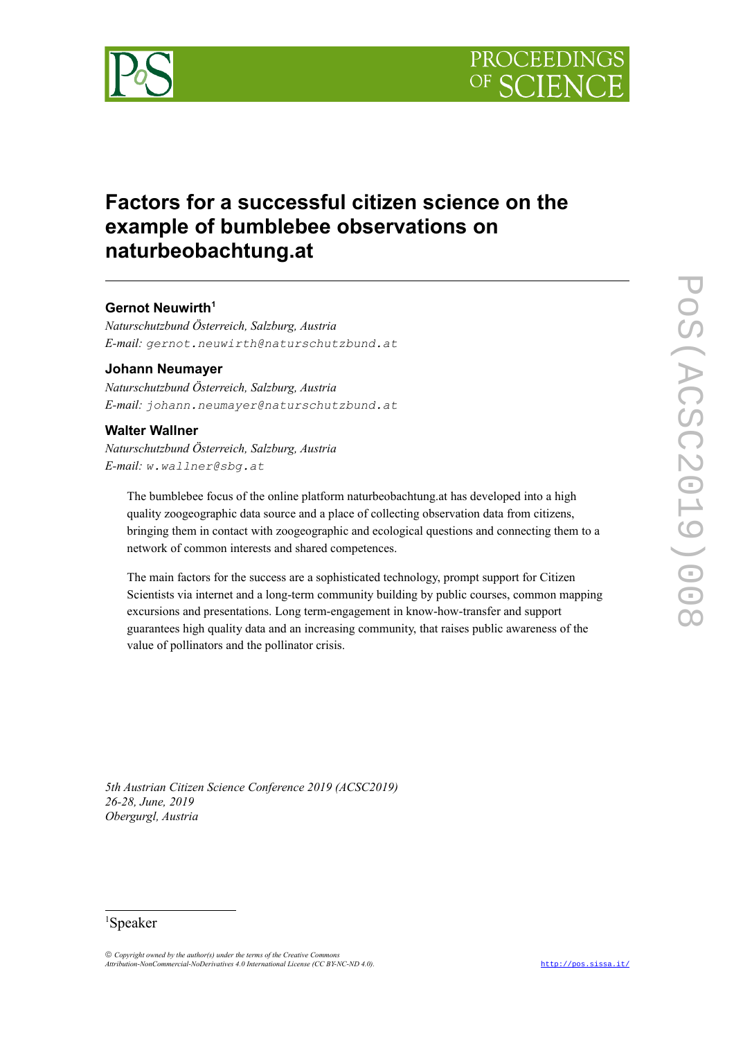# Factors for a successful citizen science on the example of bumblebee observations on naturbeobachtung.at

**Gernot Neuwirth**[1]

*Naturschutzbund Österreich, Salzburg, Austria*
*E-mail:* gernot.neuwirth@naturschutzbund.at

**Johann Neumayer**

*Naturschutzbund Österreich, Salzburg, Austria*
*E-mail:* johann.neumayer@naturschutzbund.at

**Walter Wallner**

*Naturschutzbund Österreich, Salzburg, Austria*
*E-mail:* w.wallner@sbg.at

The bumblebee focus of the online platform naturbeobachtung.at has developed into a high quality zoogeographic data source and a place of collecting observation data from citizens, bringing them in contact with zoogeographic and ecological questions and connecting them to a network of common interests and shared competences.

The main factors for the success are a sophisticated technology, prompt support for Citizen Scientists via internet and a long-term community building by public courses, common mapping excursions and presentations. Long term-engagement in know-how-transfer and support guarantees high quality data and an increasing community, that raises public awareness of the value of pollinators and the pollinator crisis.

*5th Austrian Citizen Science Conference 2019 (ACSC2019)*
*26-28, June, 2019*
*Obergurgl, Austria*

[1]Speaker

*© Copyright owned by the author(s) under the terms of the Creative Commons Attribution-NonCommercial-NoDerivatives 4.0 International License (CC BY-NC-ND 4.0).*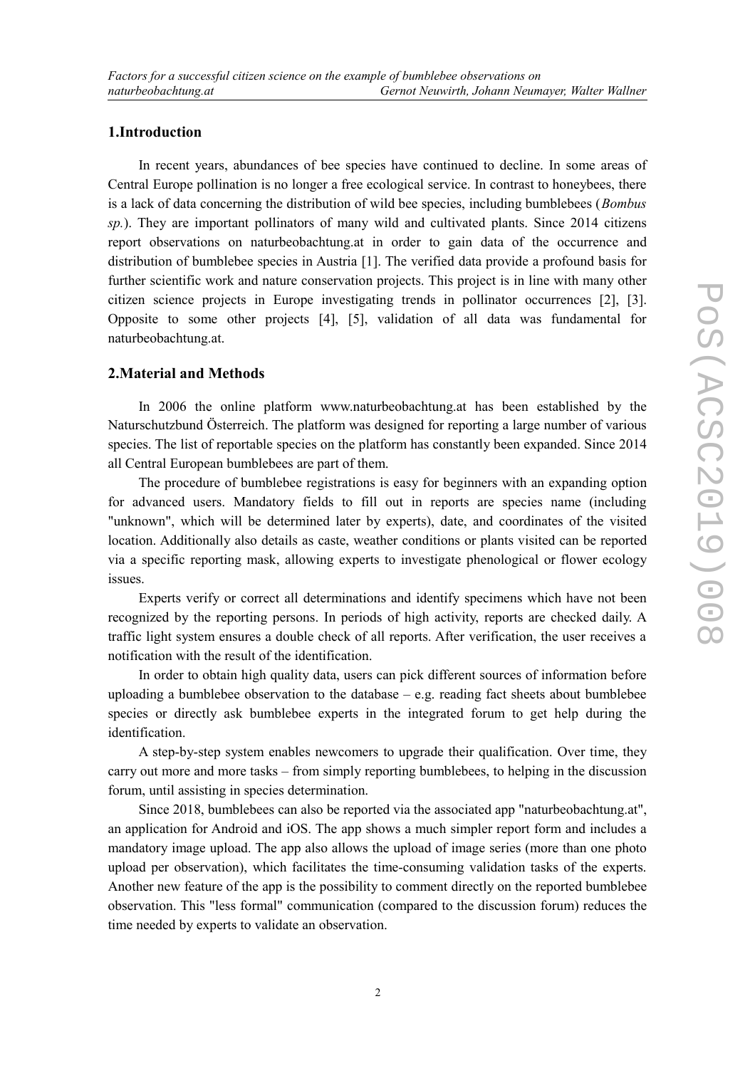## 1.Introduction

In recent years, abundances of bee species have continued to decline. In some areas of Central Europe pollination is no longer a free ecological service. In contrast to honeybees, there is a lack of data concerning the distribution of wild bee species, including bumblebees (*Bombus sp.*). They are important pollinators of many wild and cultivated plants. Since 2014 citizens report observations on naturbeobachtung.at in order to gain data of the occurrence and distribution of bumblebee species in Austria [1]. The verified data provide a profound basis for further scientific work and nature conservation projects. This project is in line with many other citizen science projects in Europe investigating trends in pollinator occurrences [2], [3]. Opposite to some other projects [4], [5], validation of all data was fundamental for naturbeobachtung.at.

## 2.Material and Methods

In 2006 the online platform www.naturbeobachtung.at has been established by the Naturschutzbund Österreich. The platform was designed for reporting a large number of various species. The list of reportable species on the platform has constantly been expanded. Since 2014 all Central European bumblebees are part of them.

The procedure of bumblebee registrations is easy for beginners with an expanding option for advanced users. Mandatory fields to fill out in reports are species name (including "unknown", which will be determined later by experts), date, and coordinates of the visited location. Additionally also details as caste, weather conditions or plants visited can be reported via a specific reporting mask, allowing experts to investigate phenological or flower ecology issues.

Experts verify or correct all determinations and identify specimens which have not been recognized by the reporting persons. In periods of high activity, reports are checked daily. A traffic light system ensures a double check of all reports. After verification, the user receives a notification with the result of the identification.

In order to obtain high quality data, users can pick different sources of information before uploading a bumblebee observation to the database – e.g. reading fact sheets about bumblebee species or directly ask bumblebee experts in the integrated forum to get help during the identification.

A step-by-step system enables newcomers to upgrade their qualification. Over time, they carry out more and more tasks – from simply reporting bumblebees, to helping in the discussion forum, until assisting in species determination.

Since 2018, bumblebees can also be reported via the associated app "naturbeobachtung.at", an application for Android and iOS. The app shows a much simpler report form and includes a mandatory image upload. The app also allows the upload of image series (more than one photo upload per observation), which facilitates the time-consuming validation tasks of the experts. Another new feature of the app is the possibility to comment directly on the reported bumblebee observation. This "less formal" communication (compared to the discussion forum) reduces the time needed by experts to validate an observation.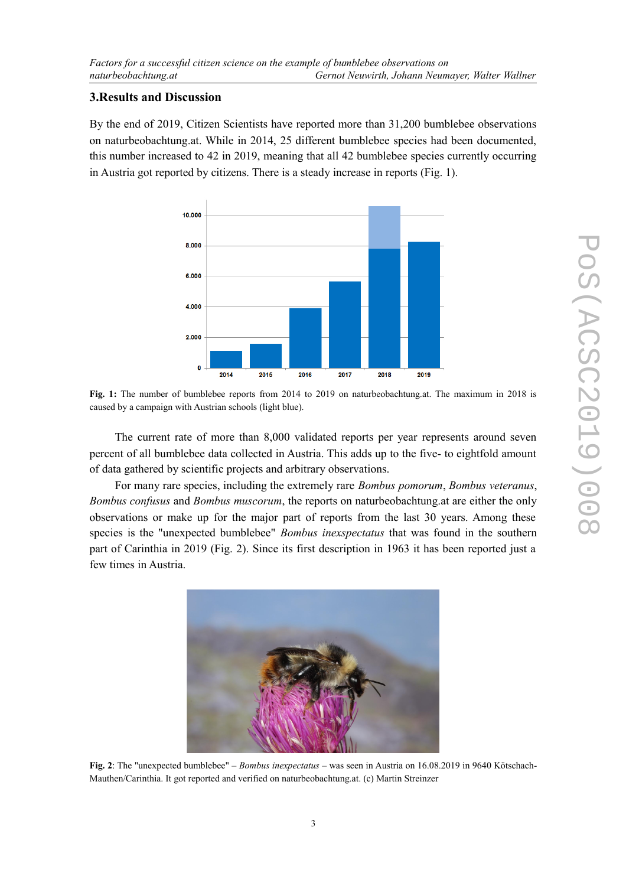## 3. Results and Discussion

By the end of 2019, Citizen Scientists have reported more than 31,200 bumblebee observations on naturbeobachtung.at. While in 2014, 25 different bumblebee species had been documented, this number increased to 42 in 2019, meaning that all 42 bumblebee species currently occurring in Austria got reported by citizens. There is a steady increase in reports (Fig. 1).

**Fig. 1:** The number of bumblebee reports from 2014 to 2019 on naturbeobachtung.at. The maximum in 2018 is caused by a campaign with Austrian schools (light blue).

The current rate of more than 8,000 validated reports per year represents around seven percent of all bumblebee data collected in Austria. This adds up to the five- to eightfold amount of data gathered by scientific projects and arbitrary observations.

For many rare species, including the extremely rare *Bombus pomorum*, *Bombus veteranus*, *Bombus confusus* and *Bombus muscorum*, the reports on naturbeobachtung.at are either the only observations or make up for the major part of reports from the last 30 years. Among these species is the "unexpected bumblebee" *Bombus inexspectatus* that was found in the southern part of Carinthia in 2019 (Fig. 2). Since its first description in 1963 it has been reported just a few times in Austria.

**Fig. 2**: The "unexpected bumblebee" – *Bombus inexpectatus* – was seen in Austria on 16.08.2019 in 9640 Kötschach-Mauthen/Carinthia. It got reported and verified on naturbeobachtung.at. (c) Martin Streinzer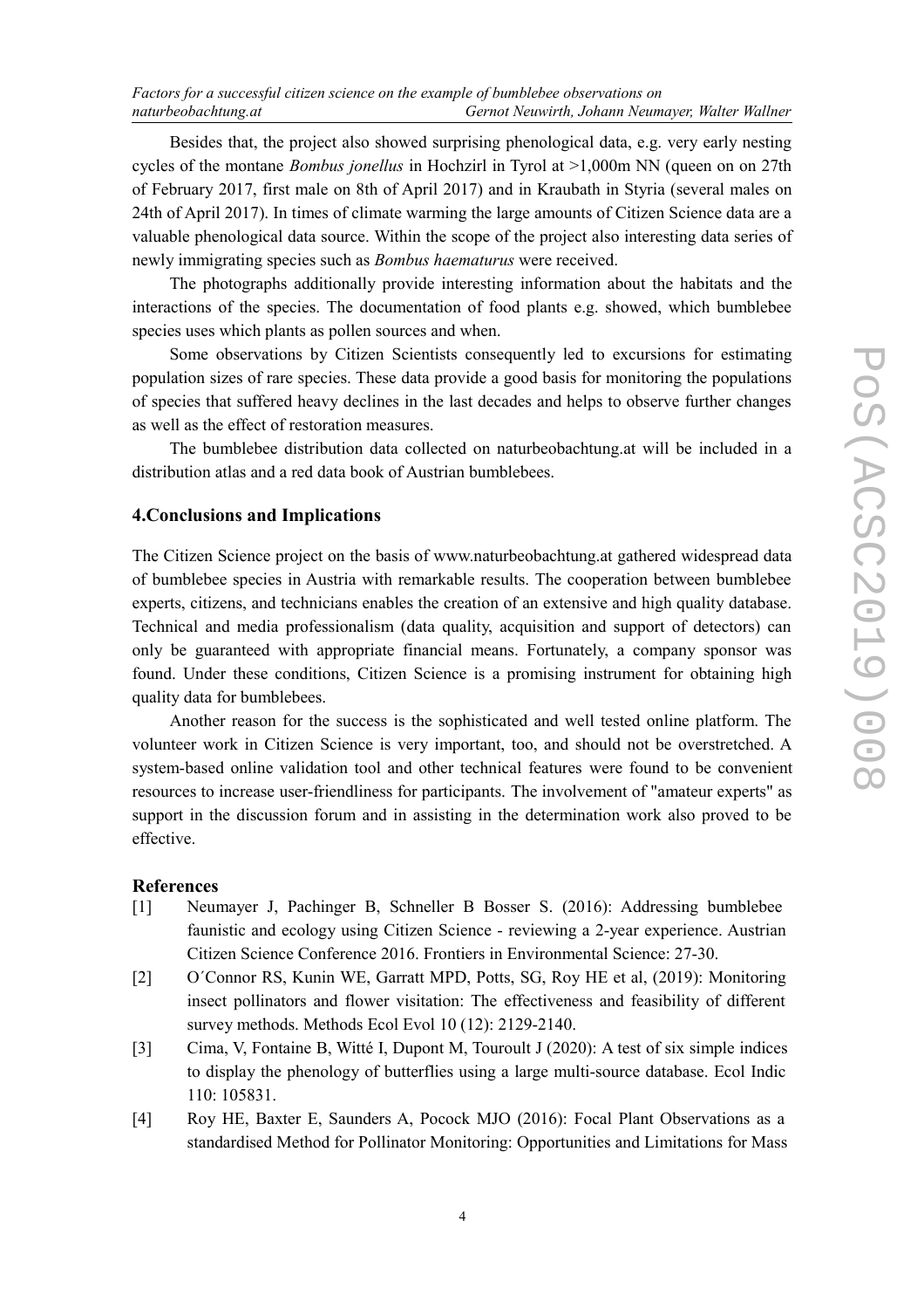Besides that, the project also showed surprising phenological data, e.g. very early nesting cycles of the montane *Bombus jonellus* in Hochzirl in Tyrol at >1,000m NN (queen on on 27th of February 2017, first male on 8th of April 2017) and in Kraubath in Styria (several males on 24th of April 2017). In times of climate warming the large amounts of Citizen Science data are a valuable phenological data source. Within the scope of the project also interesting data series of newly immigrating species such as *Bombus haematurus* were received.

The photographs additionally provide interesting information about the habitats and the interactions of the species. The documentation of food plants e.g. showed, which bumblebee species uses which plants as pollen sources and when.

Some observations by Citizen Scientists consequently led to excursions for estimating population sizes of rare species. These data provide a good basis for monitoring the populations of species that suffered heavy declines in the last decades and helps to observe further changes as well as the effect of restoration measures.

The bumblebee distribution data collected on naturbeobachtung.at will be included in a distribution atlas and a red data book of Austrian bumblebees.

## 4.Conclusions and Implications

The Citizen Science project on the basis of www.naturbeobachtung.at gathered widespread data of bumblebee species in Austria with remarkable results. The cooperation between bumblebee experts, citizens, and technicians enables the creation of an extensive and high quality database. Technical and media professionalism (data quality, acquisition and support of detectors) can only be guaranteed with appropriate financial means. Fortunately, a company sponsor was found. Under these conditions, Citizen Science is a promising instrument for obtaining high quality data for bumblebees.

Another reason for the success is the sophisticated and well tested online platform. The volunteer work in Citizen Science is very important, too, and should not be overstretched. A system-based online validation tool and other technical features were found to be convenient resources to increase user-friendliness for participants. The involvement of "amateur experts" as support in the discussion forum and in assisting in the determination work also proved to be effective.

## References

[1] Neumayer J, Pachinger B, Schneller B Bosser S. (2016): Addressing bumblebee faunistic and ecology using Citizen Science - reviewing a 2-year experience. Austrian Citizen Science Conference 2016. Frontiers in Environmental Science: 27-30.

[2] O´Connor RS, Kunin WE, Garratt MPD, Potts, SG, Roy HE et al, (2019): Monitoring insect pollinators and flower visitation: The effectiveness and feasibility of different survey methods. Methods Ecol Evol 10 (12): 2129-2140.

[3] Cima, V, Fontaine B, Witté I, Dupont M, Touroult J (2020): A test of six simple indices to display the phenology of butterflies using a large multi-source database. Ecol Indic 110: 105831.

[4] Roy HE, Baxter E, Saunders A, Pocock MJO (2016): Focal Plant Observations as a standardised Method for Pollinator Monitoring: Opportunities and Limitations for Mass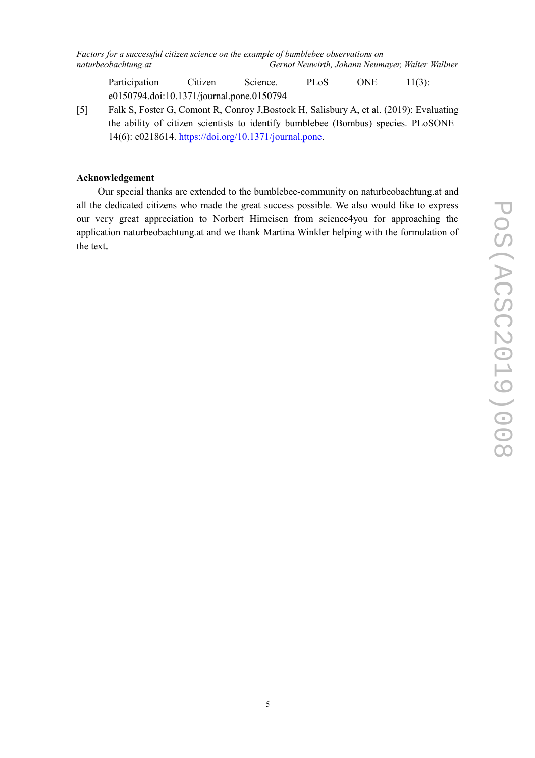Participation Citizen Science. PLoS ONE 11(3): e0150794.doi:10.1371/journal.pone.0150794

[5] Falk S, Foster G, Comont R, Conroy J,Bostock H, Salisbury A, et al. (2019): Evaluating the ability of citizen scientists to identify bumblebee (Bombus) species. PLoSONE 14(6): e0218614. https://doi.org/10.1371/journal.pone.

**Acknowledgement**

Our special thanks are extended to the bumblebee-community on naturbeobachtung.at and all the dedicated citizens who made the great success possible. We also would like to express our very great appreciation to Norbert Hirneisen from science4you for approaching the application naturbeobachtung.at and we thank Martina Winkler helping with the formulation of the text.